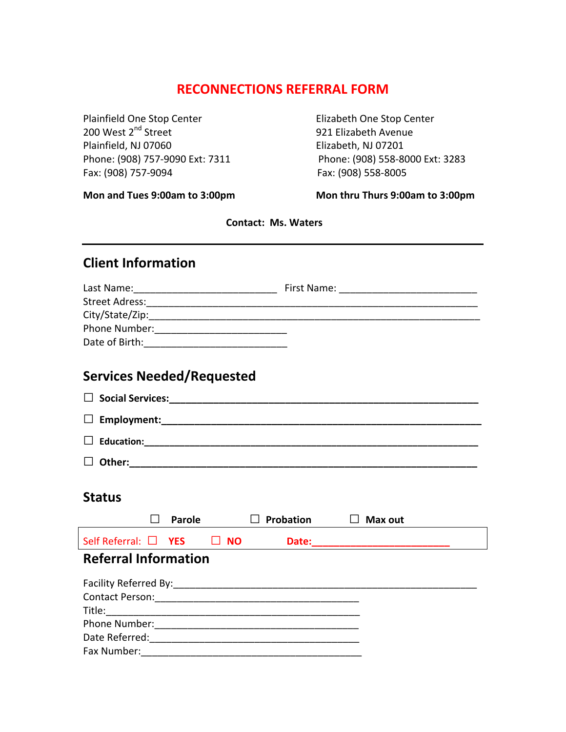# RECONNECTIONS REFERRAL FORM

Plainfield One Stop Center
200 West 2nd Street
Plainfield, NJ 07060
Phone: (908) 757-9090 Ext: 7311
Fax: (908) 757-9094

**Mon and Tues 9:00am to 3:00pm**

Elizabeth One Stop Center
921 Elizabeth Avenue
Elizabeth, NJ 07201
Phone: (908) 558-8000 Ext: 3283
Fax: (908) 558-8005

**Mon thru Thurs 9:00am to 3:00pm**

**Contact: Ms. Waters**

---

## Client Information

Last Name:__________________________ First Name: _________________________
Street Adress:_____________________________________________________________
City/State/Zip:____________________________________________________________
Phone Number:________________________
Date of Birth:__________________________

## Services Needed/Requested

☐ **Social Services:**_______________________________________________________

☐ **Employment:**_________________________________________________________

☐ **Education:**___________________________________________________________

☐ **Other:**______________________________________________________________

## Status

☐ **Parole** ☐ **Probation** ☐ **Max out**

Self Referral: ☐ **YES** ☐ **NO** **Date:**_________________________

## Referral Information

Facility Referred By:_______________________________________________________
Contact Person:_____________________________________
Title:_____________________________________________
Phone Number:_____________________________________
Date Referred:______________________________________
Fax Number:________________________________________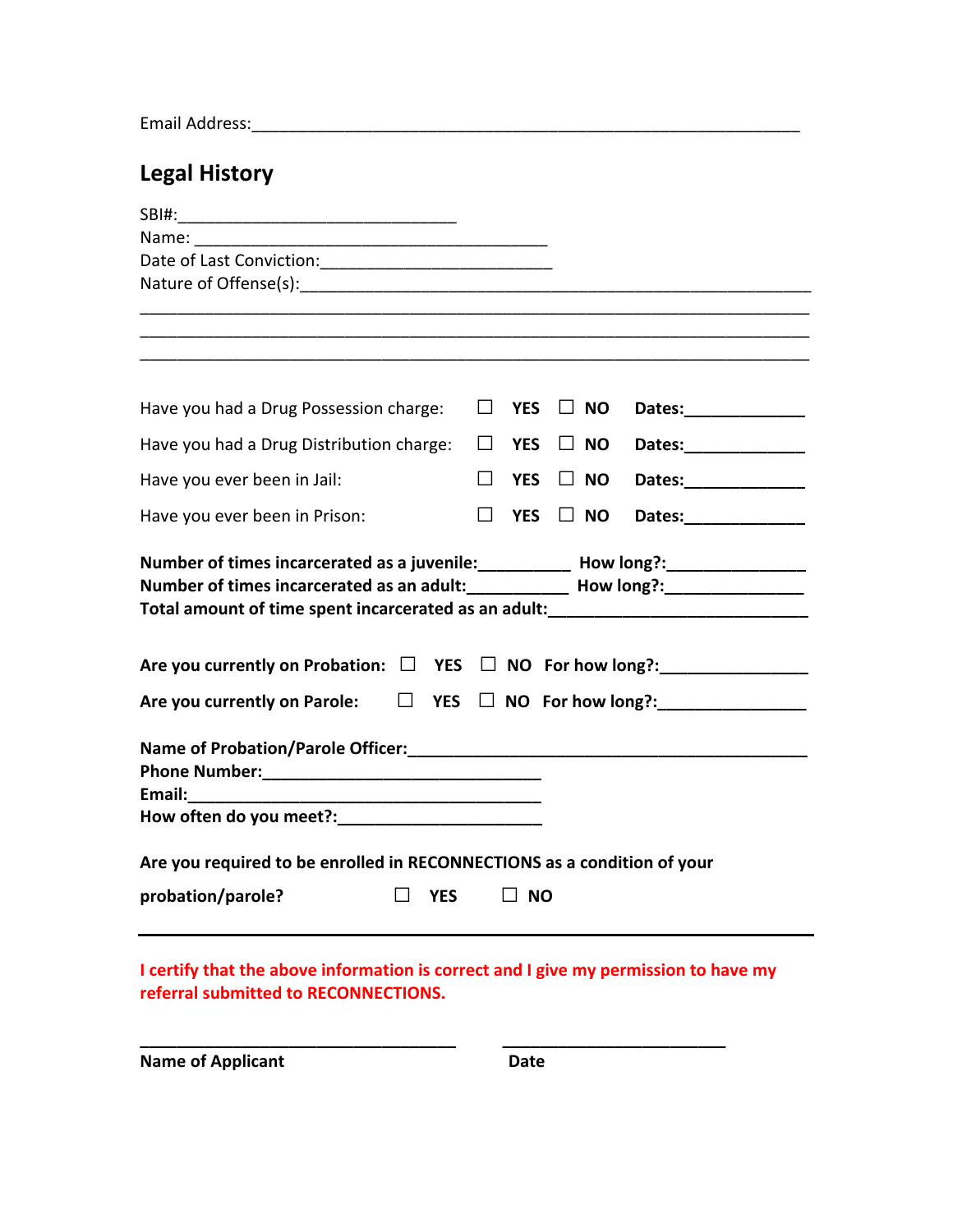Email Address:_______________________________________________________________

## Legal History

SBI#:_______________________________
Name: ________________________________________
Date of Last Conviction:_________________________
Nature of Offense(s):_____________________________________________________
___________________________________________________________________________
___________________________________________________________________________
___________________________________________________________________________

Have you had a Drug Possession charge: ☐ **YES** ☐ **NO** **Dates:**_____________

Have you had a Drug Distribution charge: ☐ **YES** ☐ **NO** **Dates:**_____________

Have you ever been in Jail: ☐ **YES** ☐ **NO** **Dates:**_____________

Have you ever been in Prison: ☐ **YES** ☐ **NO** **Dates:**_____________

**Number of times incarcerated as a juvenile:__________ How long?:_______________**
**Number of times incarcerated as an adult:___________ How long?:_______________**
**Total amount of time spent incarcerated as an adult:____________________________**

**Are you currently on Probation:** ☐ **YES** ☐ **NO For how long?:________________**

**Are you currently on Parole:** ☐ **YES** ☐ **NO For how long?:________________**

**Name of Probation/Parole Officer:_____________________________________________**
**Phone Number:_______________________________**
**Email:________________________________________**
**How often do you meet?:______________________**

**Are you required to be enrolled in RECONNECTIONS as a condition of your probation/parole?** ☐ **YES** ☐ **NO**

---

**I certify that the above information is correct and I give my permission to have my referral submitted to RECONNECTIONS.**

___________________________________ ________________________
**Name of Applicant** **Date**